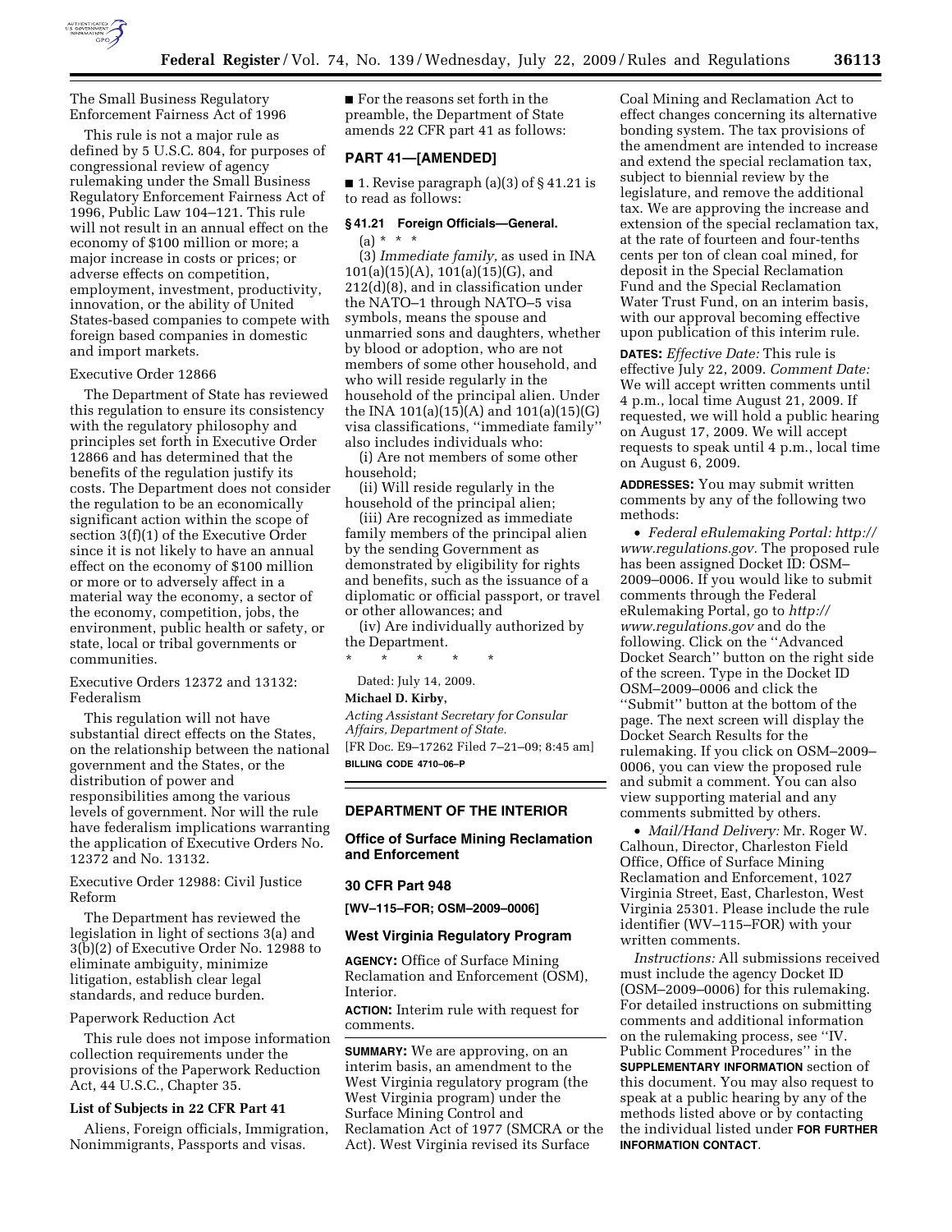The Small Business Regulatory Enforcement Fairness Act of 1996

This rule is not a major rule as defined by 5 U.S.C. 804, for purposes of congressional review of agency rulemaking under the Small Business Regulatory Enforcement Fairness Act of 1996, Public Law 104–121. This rule will not result in an annual effect on the economy of $100 million or more; a major increase in costs or prices; or adverse effects on competition, employment, investment, productivity, innovation, or the ability of United States-based companies to compete with foreign based companies in domestic and import markets.

Executive Order 12866

The Department of State has reviewed this regulation to ensure its consistency with the regulatory philosophy and principles set forth in Executive Order 12866 and has determined that the benefits of the regulation justify its costs. The Department does not consider the regulation to be an economically significant action within the scope of section 3(f)(1) of the Executive Order since it is not likely to have an annual effect on the economy of $100 million or more or to adversely affect in a material way the economy, a sector of the economy, competition, jobs, the environment, public health or safety, or state, local or tribal governments or communities.

Executive Orders 12372 and 13132: Federalism

This regulation will not have substantial direct effects on the States, on the relationship between the national government and the States, or the distribution of power and responsibilities among the various levels of government. Nor will the rule have federalism implications warranting the application of Executive Orders No. 12372 and No. 13132.

Executive Order 12988: Civil Justice Reform

The Department has reviewed the legislation in light of sections 3(a) and 3(b)(2) of Executive Order No. 12988 to eliminate ambiguity, minimize litigation, establish clear legal standards, and reduce burden.

Paperwork Reduction Act

This rule does not impose information collection requirements under the provisions of the Paperwork Reduction Act, 44 U.S.C., Chapter 35.

**List of Subjects in 22 CFR Part 41**

Aliens, Foreign officials, Immigration, Nonimmigrants, Passports and visas.

■ For the reasons set forth in the preamble, the Department of State amends 22 CFR part 41 as follows:

## PART 41—[AMENDED]

■ 1. Revise paragraph (a)(3) of § 41.21 is to read as follows:

### § 41.21 Foreign Officials—General.

(a) * * *

(3) *Immediate family,* as used in INA 101(a)(15)(A), 101(a)(15)(G), and 212(d)(8), and in classification under the NATO–1 through NATO–5 visa symbols, means the spouse and unmarried sons and daughters, whether by blood or adoption, who are not members of some other household, and who will reside regularly in the household of the principal alien. Under the INA 101(a)(15)(A) and 101(a)(15)(G) visa classifications, ''immediate family'' also includes individuals who:

(i) Are not members of some other household;

(ii) Will reside regularly in the household of the principal alien;

(iii) Are recognized as immediate family members of the principal alien by the sending Government as demonstrated by eligibility for rights and benefits, such as the issuance of a diplomatic or official passport, or travel or other allowances; and

(iv) Are individually authorized by the Department.

\* \* \* \* \*

Dated: July 14, 2009.

**Michael D. Kirby,**

*Acting Assistant Secretary for Consular Affairs, Department of State.*

[FR Doc. E9–17262 Filed 7–21–09; 8:45 am]

**BILLING CODE 4710–06–P**

## DEPARTMENT OF THE INTERIOR

### Office of Surface Mining Reclamation and Enforcement

### 30 CFR Part 948

**[WV–115–FOR; OSM–2009–0006]**

### West Virginia Regulatory Program

**AGENCY:** Office of Surface Mining Reclamation and Enforcement (OSM), Interior.

**ACTION:** Interim rule with request for comments.

**SUMMARY:** We are approving, on an interim basis, an amendment to the West Virginia regulatory program (the West Virginia program) under the Surface Mining Control and Reclamation Act of 1977 (SMCRA or the Act). West Virginia revised its Surface Coal Mining and Reclamation Act to effect changes concerning its alternative bonding system. The tax provisions of the amendment are intended to increase and extend the special reclamation tax, subject to biennial review by the legislature, and remove the additional tax. We are approving the increase and extension of the special reclamation tax, at the rate of fourteen and four-tenths cents per ton of clean coal mined, for deposit in the Special Reclamation Fund and the Special Reclamation Water Trust Fund, on an interim basis, with our approval becoming effective upon publication of this interim rule.

**DATES:** *Effective Date:* This rule is effective July 22, 2009. *Comment Date:* We will accept written comments until 4 p.m., local time August 21, 2009. If requested, we will hold a public hearing on August 17, 2009. We will accept requests to speak until 4 p.m., local time on August 6, 2009.

**ADDRESSES:** You may submit written comments by any of the following two methods:

- *Federal eRulemaking Portal: http://www.regulations.gov.* The proposed rule has been assigned Docket ID: OSM–2009–0006. If you would like to submit comments through the Federal eRulemaking Portal, go to *http://www.regulations.gov* and do the following. Click on the ''Advanced Docket Search'' button on the right side of the screen. Type in the Docket ID OSM–2009–0006 and click the ''Submit'' button at the bottom of the page. The next screen will display the Docket Search Results for the rulemaking. If you click on OSM–2009–0006, you can view the proposed rule and submit a comment. You can also view supporting material and any comments submitted by others.
- *Mail/Hand Delivery:* Mr. Roger W. Calhoun, Director, Charleston Field Office, Office of Surface Mining Reclamation and Enforcement, 1027 Virginia Street, East, Charleston, West Virginia 25301. Please include the rule identifier (WV–115–FOR) with your written comments.

*Instructions:* All submissions received must include the agency Docket ID (OSM–2009–0006) for this rulemaking. For detailed instructions on submitting comments and additional information on the rulemaking process, see ''IV. Public Comment Procedures'' in the **SUPPLEMENTARY INFORMATION** section of this document. You may also request to speak at a public hearing by any of the methods listed above or by contacting the individual listed under **FOR FURTHER INFORMATION CONTACT**.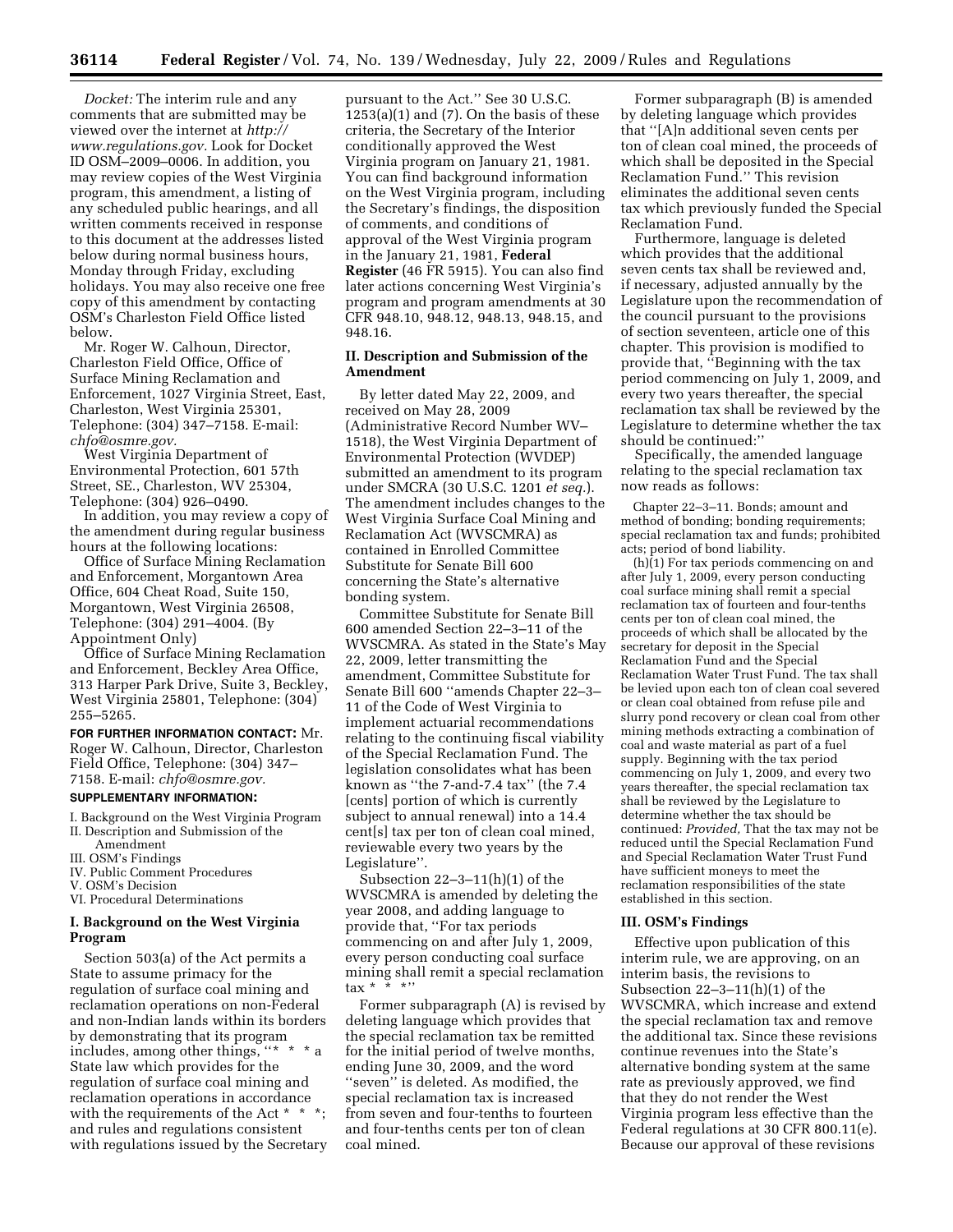*Docket:* The interim rule and any comments that are submitted may be viewed over the internet at *http://www.regulations.gov.* Look for Docket ID OSM–2009–0006. In addition, you may review copies of the West Virginia program, this amendment, a listing of any scheduled public hearings, and all written comments received in response to this document at the addresses listed below during normal business hours, Monday through Friday, excluding holidays. You may also receive one free copy of this amendment by contacting OSM's Charleston Field Office listed below.

Mr. Roger W. Calhoun, Director, Charleston Field Office, Office of Surface Mining Reclamation and Enforcement, 1027 Virginia Street, East, Charleston, West Virginia 25301, Telephone: (304) 347–7158. E-mail: *chfo@osmre.gov.*

West Virginia Department of Environmental Protection, 601 57th Street, SE., Charleston, WV 25304, Telephone: (304) 926–0490.

In addition, you may review a copy of the amendment during regular business hours at the following locations:

Office of Surface Mining Reclamation and Enforcement, Morgantown Area Office, 604 Cheat Road, Suite 150, Morgantown, West Virginia 26508, Telephone: (304) 291–4004. (By Appointment Only)

Office of Surface Mining Reclamation and Enforcement, Beckley Area Office, 313 Harper Park Drive, Suite 3, Beckley, West Virginia 25801, Telephone: (304) 255–5265.

**FOR FURTHER INFORMATION CONTACT:** Mr. Roger W. Calhoun, Director, Charleston Field Office, Telephone: (304) 347–7158. E-mail: *chfo@osmre.gov.*

**SUPPLEMENTARY INFORMATION:**

I. Background on the West Virginia Program
II. Description and Submission of the Amendment
III. OSM's Findings
IV. Public Comment Procedures
V. OSM's Decision
VI. Procedural Determinations

## I. Background on the West Virginia Program

Section 503(a) of the Act permits a State to assume primacy for the regulation of surface coal mining and reclamation operations on non-Federal and non-Indian lands within its borders by demonstrating that its program includes, among other things, "* * * a State law which provides for the regulation of surface coal mining and reclamation operations in accordance with the requirements of the Act * * *; and rules and regulations consistent with regulations issued by the Secretary pursuant to the Act." See 30 U.S.C. 1253(a)(1) and (7). On the basis of these criteria, the Secretary of the Interior conditionally approved the West Virginia program on January 21, 1981. You can find background information on the West Virginia program, including the Secretary's findings, the disposition of comments, and conditions of approval of the West Virginia program in the January 21, 1981, **Federal Register** (46 FR 5915). You can also find later actions concerning West Virginia's program and program amendments at 30 CFR 948.10, 948.12, 948.13, 948.15, and 948.16.

## II. Description and Submission of the Amendment

By letter dated May 22, 2009, and received on May 28, 2009 (Administrative Record Number WV–1518), the West Virginia Department of Environmental Protection (WVDEP) submitted an amendment to its program under SMCRA (30 U.S.C. 1201 *et seq.*). The amendment includes changes to the West Virginia Surface Coal Mining and Reclamation Act (WVSCMRA) as contained in Enrolled Committee Substitute for Senate Bill 600 concerning the State's alternative bonding system.

Committee Substitute for Senate Bill 600 amended Section 22–3–11 of the WVSCMRA. As stated in the State's May 22, 2009, letter transmitting the amendment, Committee Substitute for Senate Bill 600 "amends Chapter 22–3–11 of the Code of West Virginia to implement actuarial recommendations relating to the continuing fiscal viability of the Special Reclamation Fund. The legislation consolidates what has been known as "the 7-and-7.4 tax" (the 7.4 [cents] portion of which is currently subject to annual renewal) into a 14.4 cent[s] tax per ton of clean coal mined, reviewable every two years by the Legislature".

Subsection 22–3–11(h)(1) of the WVSCMRA is amended by deleting the year 2008, and adding language to provide that, "For tax periods commencing on and after July 1, 2009, every person conducting coal surface mining shall remit a special reclamation tax * * *"

Former subparagraph (A) is revised by deleting language which provides that the special reclamation tax be remitted for the initial period of twelve months, ending June 30, 2009, and the word "seven" is deleted. As modified, the special reclamation tax is increased from seven and four-tenths to fourteen and four-tenths cents per ton of clean coal mined.

Former subparagraph (B) is amended by deleting language which provides that "[A]n additional seven cents per ton of clean coal mined, the proceeds of which shall be deposited in the Special Reclamation Fund." This revision eliminates the additional seven cents tax which previously funded the Special Reclamation Fund.

Furthermore, language is deleted which provides that the additional seven cents tax shall be reviewed and, if necessary, adjusted annually by the Legislature upon the recommendation of the council pursuant to the provisions of section seventeen, article one of this chapter. This provision is modified to provide that, "Beginning with the tax period commencing on July 1, 2009, and every two years thereafter, the special reclamation tax shall be reviewed by the Legislature to determine whether the tax should be continued:"

Specifically, the amended language relating to the special reclamation tax now reads as follows:

> Chapter 22–3–11. Bonds; amount and method of bonding; bonding requirements; special reclamation tax and funds; prohibited acts; period of bond liability.
>
> (h)(1) For tax periods commencing on and after July 1, 2009, every person conducting coal surface mining shall remit a special reclamation tax of fourteen and four-tenths cents per ton of clean coal mined, the proceeds of which shall be allocated by the secretary for deposit in the Special Reclamation Fund and the Special Reclamation Water Trust Fund. The tax shall be levied upon each ton of clean coal severed or clean coal obtained from refuse pile and slurry pond recovery or clean coal from other mining methods extracting a combination of coal and waste material as part of a fuel supply. Beginning with the tax period commencing on July 1, 2009, and every two years thereafter, the special reclamation tax shall be reviewed by the Legislature to determine whether the tax should be continued: *Provided,* That the tax may not be reduced until the Special Reclamation Fund and Special Reclamation Water Trust Fund have sufficient moneys to meet the reclamation responsibilities of the state established in this section.

## III. OSM's Findings

Effective upon publication of this interim rule, we are approving, on an interim basis, the revisions to Subsection 22–3–11(h)(1) of the WVSCMRA, which increase and extend the special reclamation tax and remove the additional tax. Since these revisions continue revenues into the State's alternative bonding system at the same rate as previously approved, we find that they do not render the West Virginia program less effective than the Federal regulations at 30 CFR 800.11(e). Because our approval of these revisions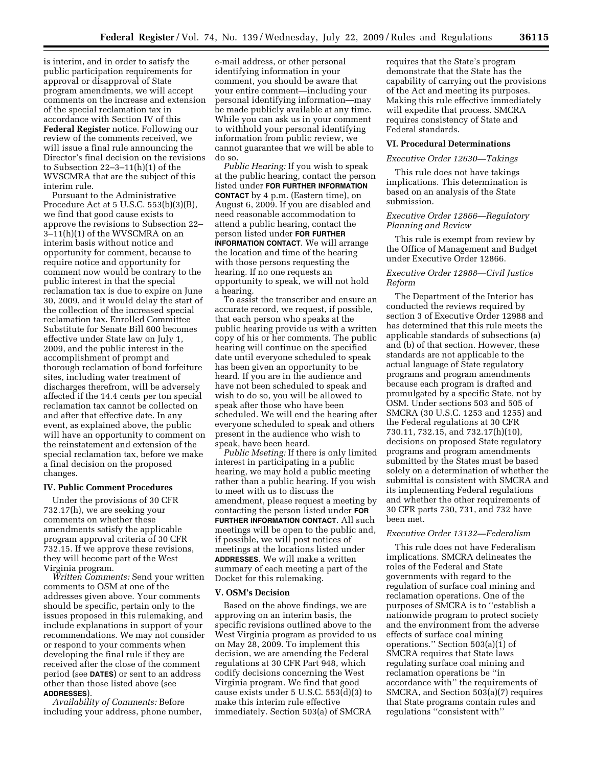is interim, and in order to satisfy the public participation requirements for approval or disapproval of State program amendments, we will accept comments on the increase and extension of the special reclamation tax in accordance with Section IV of this **Federal Register** notice. Following our review of the comments received, we will issue a final rule announcing the Director's final decision on the revisions to Subsection 22–3–11(h)(1) of the WVSCMRA that are the subject of this interim rule.

Pursuant to the Administrative Procedure Act at 5 U.S.C. 553(b)(3)(B), we find that good cause exists to approve the revisions to Subsection 22–3–11(h)(1) of the WVSCMRA on an interim basis without notice and opportunity for comment, because to require notice and opportunity for comment now would be contrary to the public interest in that the special reclamation tax is due to expire on June 30, 2009, and it would delay the start of the collection of the increased special reclamation tax. Enrolled Committee Substitute for Senate Bill 600 becomes effective under State law on July 1, 2009, and the public interest in the accomplishment of prompt and thorough reclamation of bond forfeiture sites, including water treatment of discharges therefrom, will be adversely affected if the 14.4 cents per ton special reclamation tax cannot be collected on and after that effective date. In any event, as explained above, the public will have an opportunity to comment on the reinstatement and extension of the special reclamation tax, before we make a final decision on the proposed changes.

## IV. Public Comment Procedures

Under the provisions of 30 CFR 732.17(h), we are seeking your comments on whether these amendments satisfy the applicable program approval criteria of 30 CFR 732.15. If we approve these revisions, they will become part of the West Virginia program.

*Written Comments:* Send your written comments to OSM at one of the addresses given above. Your comments should be specific, pertain only to the issues proposed in this rulemaking, and include explanations in support of your recommendations. We may not consider or respond to your comments when developing the final rule if they are received after the close of the comment period (see **DATES**) or sent to an address other than those listed above (see **ADDRESSES**).

*Availability of Comments:* Before including your address, phone number, e-mail address, or other personal identifying information in your comment, you should be aware that your entire comment—including your personal identifying information—may be made publicly available at any time. While you can ask us in your comment to withhold your personal identifying information from public review, we cannot guarantee that we will be able to do so.

*Public Hearing:* If you wish to speak at the public hearing, contact the person listed under **FOR FURTHER INFORMATION CONTACT** by 4 p.m. (Eastern time), on August 6, 2009. If you are disabled and need reasonable accommodation to attend a public hearing, contact the person listed under **FOR FURTHER INFORMATION CONTACT**. We will arrange the location and time of the hearing with those persons requesting the hearing. If no one requests an opportunity to speak, we will not hold a hearing.

To assist the transcriber and ensure an accurate record, we request, if possible, that each person who speaks at the public hearing provide us with a written copy of his or her comments. The public hearing will continue on the specified date until everyone scheduled to speak has been given an opportunity to be heard. If you are in the audience and have not been scheduled to speak and wish to do so, you will be allowed to speak after those who have been scheduled. We will end the hearing after everyone scheduled to speak and others present in the audience who wish to speak, have been heard.

*Public Meeting:* If there is only limited interest in participating in a public hearing, we may hold a public meeting rather than a public hearing. If you wish to meet with us to discuss the amendment, please request a meeting by contacting the person listed under **FOR FURTHER INFORMATION CONTACT**. All such meetings will be open to the public and, if possible, we will post notices of meetings at the locations listed under **ADDRESSES**. We will make a written summary of each meeting a part of the Docket for this rulemaking.

## V. OSM's Decision

Based on the above findings, we are approving on an interim basis, the specific revisions outlined above to the West Virginia program as provided to us on May 28, 2009. To implement this decision, we are amending the Federal regulations at 30 CFR Part 948, which codify decisions concerning the West Virginia program. We find that good cause exists under 5 U.S.C. 553(d)(3) to make this interim rule effective immediately. Section 503(a) of SMCRA requires that the State's program demonstrate that the State has the capability of carrying out the provisions of the Act and meeting its purposes. Making this rule effective immediately will expedite that process. SMCRA requires consistency of State and Federal standards.

## VI. Procedural Determinations

### *Executive Order 12630—Takings*

This rule does not have takings implications. This determination is based on an analysis of the State submission.

### *Executive Order 12866—Regulatory Planning and Review*

This rule is exempt from review by the Office of Management and Budget under Executive Order 12866.

### *Executive Order 12988—Civil Justice Reform*

The Department of the Interior has conducted the reviews required by section 3 of Executive Order 12988 and has determined that this rule meets the applicable standards of subsections (a) and (b) of that section. However, these standards are not applicable to the actual language of State regulatory programs and program amendments because each program is drafted and promulgated by a specific State, not by OSM. Under sections 503 and 505 of SMCRA (30 U.S.C. 1253 and 1255) and the Federal regulations at 30 CFR 730.11, 732.15, and 732.17(h)(10), decisions on proposed State regulatory programs and program amendments submitted by the States must be based solely on a determination of whether the submittal is consistent with SMCRA and its implementing Federal regulations and whether the other requirements of 30 CFR parts 730, 731, and 732 have been met.

### *Executive Order 13132—Federalism*

This rule does not have Federalism implications. SMCRA delineates the roles of the Federal and State governments with regard to the regulation of surface coal mining and reclamation operations. One of the purposes of SMCRA is to ''establish a nationwide program to protect society and the environment from the adverse effects of surface coal mining operations.'' Section 503(a)(1) of SMCRA requires that State laws regulating surface coal mining and reclamation operations be ''in accordance with'' the requirements of SMCRA, and Section 503(a)(7) requires that State programs contain rules and regulations ''consistent with''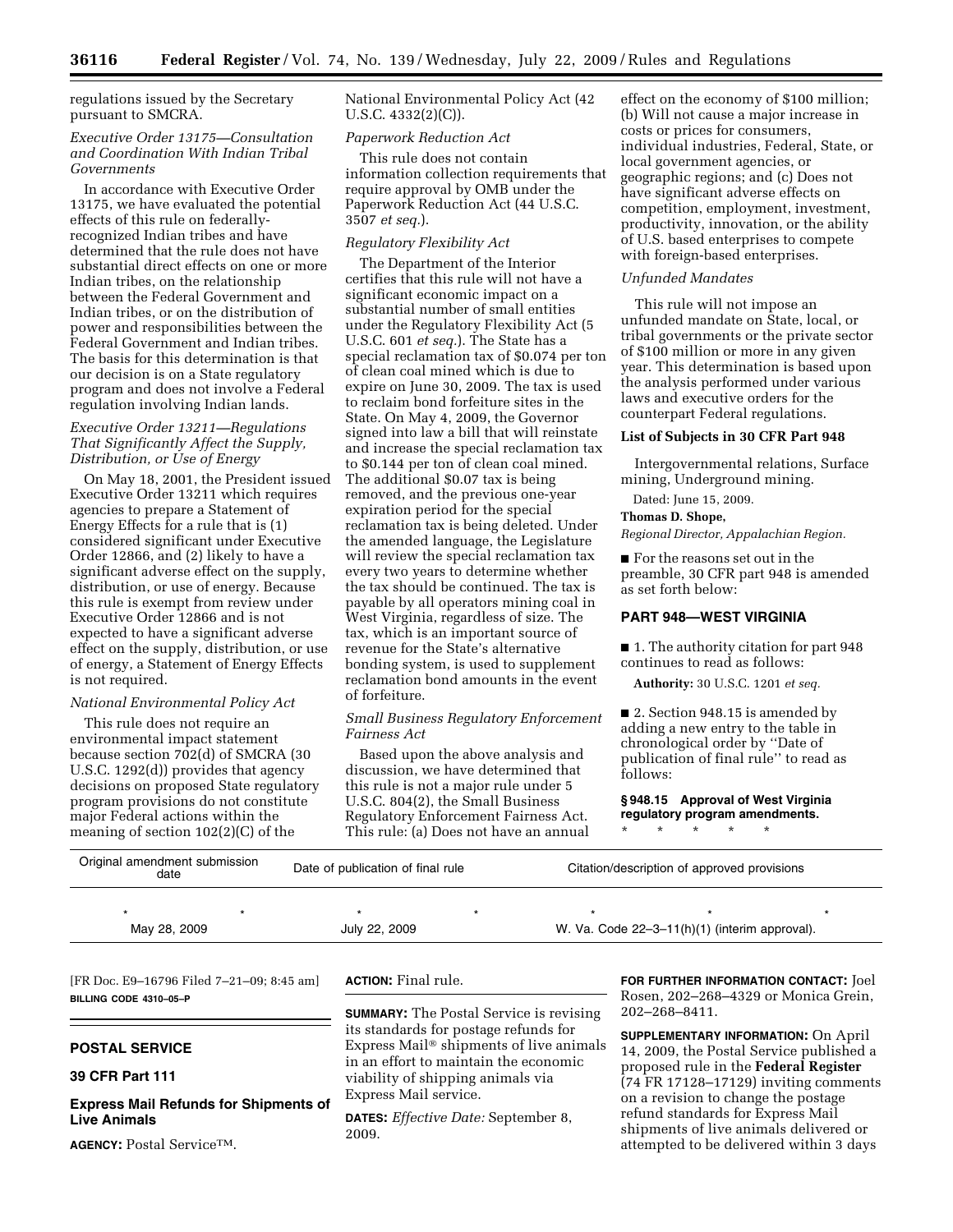regulations issued by the Secretary pursuant to SMCRA.

*Executive Order 13175—Consultation and Coordination With Indian Tribal Governments*

In accordance with Executive Order 13175, we have evaluated the potential effects of this rule on federally-recognized Indian tribes and have determined that the rule does not have substantial direct effects on one or more Indian tribes, on the relationship between the Federal Government and Indian tribes, or on the distribution of power and responsibilities between the Federal Government and Indian tribes. The basis for this determination is that our decision is on a State regulatory program and does not involve a Federal regulation involving Indian lands.

*Executive Order 13211—Regulations That Significantly Affect the Supply, Distribution, or Use of Energy*

On May 18, 2001, the President issued Executive Order 13211 which requires agencies to prepare a Statement of Energy Effects for a rule that is (1) considered significant under Executive Order 12866, and (2) likely to have a significant adverse effect on the supply, distribution, or use of energy. Because this rule is exempt from review under Executive Order 12866 and is not expected to have a significant adverse effect on the supply, distribution, or use of energy, a Statement of Energy Effects is not required.

*National Environmental Policy Act*

This rule does not require an environmental impact statement because section 702(d) of SMCRA (30 U.S.C. 1292(d)) provides that agency decisions on proposed State regulatory program provisions do not constitute major Federal actions within the meaning of section 102(2)(C) of the National Environmental Policy Act (42 U.S.C. 4332(2)(C)).

*Paperwork Reduction Act*

This rule does not contain information collection requirements that require approval by OMB under the Paperwork Reduction Act (44 U.S.C. 3507 *et seq.*).

*Regulatory Flexibility Act*

The Department of the Interior certifies that this rule will not have a significant economic impact on a substantial number of small entities under the Regulatory Flexibility Act (5 U.S.C. 601 *et seq.*). The State has a special reclamation tax of $0.074 per ton of clean coal mined which is due to expire on June 30, 2009. The tax is used to reclaim bond forfeiture sites in the State. On May 4, 2009, the Governor signed into law a bill that will reinstate and increase the special reclamation tax to $0.144 per ton of clean coal mined. The additional $0.07 tax is being removed, and the previous one-year expiration period for the special reclamation tax is being deleted. Under the amended language, the Legislature will review the special reclamation tax every two years to determine whether the tax should be continued. The tax is payable by all operators mining coal in West Virginia, regardless of size. The tax, which is an important source of revenue for the State's alternative bonding system, is used to supplement reclamation bond amounts in the event of forfeiture.

*Small Business Regulatory Enforcement Fairness Act*

Based upon the above analysis and discussion, we have determined that this rule is not a major rule under 5 U.S.C. 804(2), the Small Business Regulatory Enforcement Fairness Act. This rule: (a) Does not have an annual effect on the economy of $100 million; (b) Will not cause a major increase in costs or prices for consumers, individual industries, Federal, State, or local government agencies, or geographic regions; and (c) Does not have significant adverse effects on competition, employment, investment, productivity, innovation, or the ability of U.S. based enterprises to compete with foreign-based enterprises.

*Unfunded Mandates*

This rule will not impose an unfunded mandate on State, local, or tribal governments or the private sector of $100 million or more in any given year. This determination is based upon the analysis performed under various laws and executive orders for the counterpart Federal regulations.

**List of Subjects in 30 CFR Part 948**

Intergovernmental relations, Surface mining, Underground mining.

Dated: June 15, 2009.

**Thomas D. Shope,**

*Regional Director, Appalachian Region.*

■ For the reasons set out in the preamble, 30 CFR part 948 is amended as set forth below:

## PART 948—WEST VIRGINIA

■ 1. The authority citation for part 948 continues to read as follows:

**Authority:** 30 U.S.C. 1201 *et seq.*

■ 2. Section 948.15 is amended by adding a new entry to the table in chronological order by "Date of publication of final rule" to read as follows:

**§ 948.15 Approval of West Virginia regulatory program amendments.**

\* \* \* \* \*

| Original amendment submission date | Date of publication of final rule | Citation/description of approved provisions |
|---|---|---|
| \* \* | \* \* | \* \* \* |
| May 28, 2009 | July 22, 2009 | W. Va. Code 22–3–11(h)(1) (interim approval). |

[FR Doc. E9–16796 Filed 7–21–09; 8:45 am]

**BILLING CODE 4310–05–P**

## POSTAL SERVICE

## 39 CFR Part 111

## Express Mail Refunds for Shipments of Live Animals

**AGENCY:** Postal Service™.

**ACTION:** Final rule.

**SUMMARY:** The Postal Service is revising its standards for postage refunds for Express Mail® shipments of live animals in an effort to maintain the economic viability of shipping animals via Express Mail service.

**DATES:** *Effective Date:* September 8, 2009.

**FOR FURTHER INFORMATION CONTACT:** Joel Rosen, 202–268–4329 or Monica Grein, 202–268–8411.

**SUPPLEMENTARY INFORMATION:** On April 14, 2009, the Postal Service published a proposed rule in the **Federal Register** (74 FR 17128–17129) inviting comments on a revision to change the postage refund standards for Express Mail shipments of live animals delivered or attempted to be delivered within 3 days